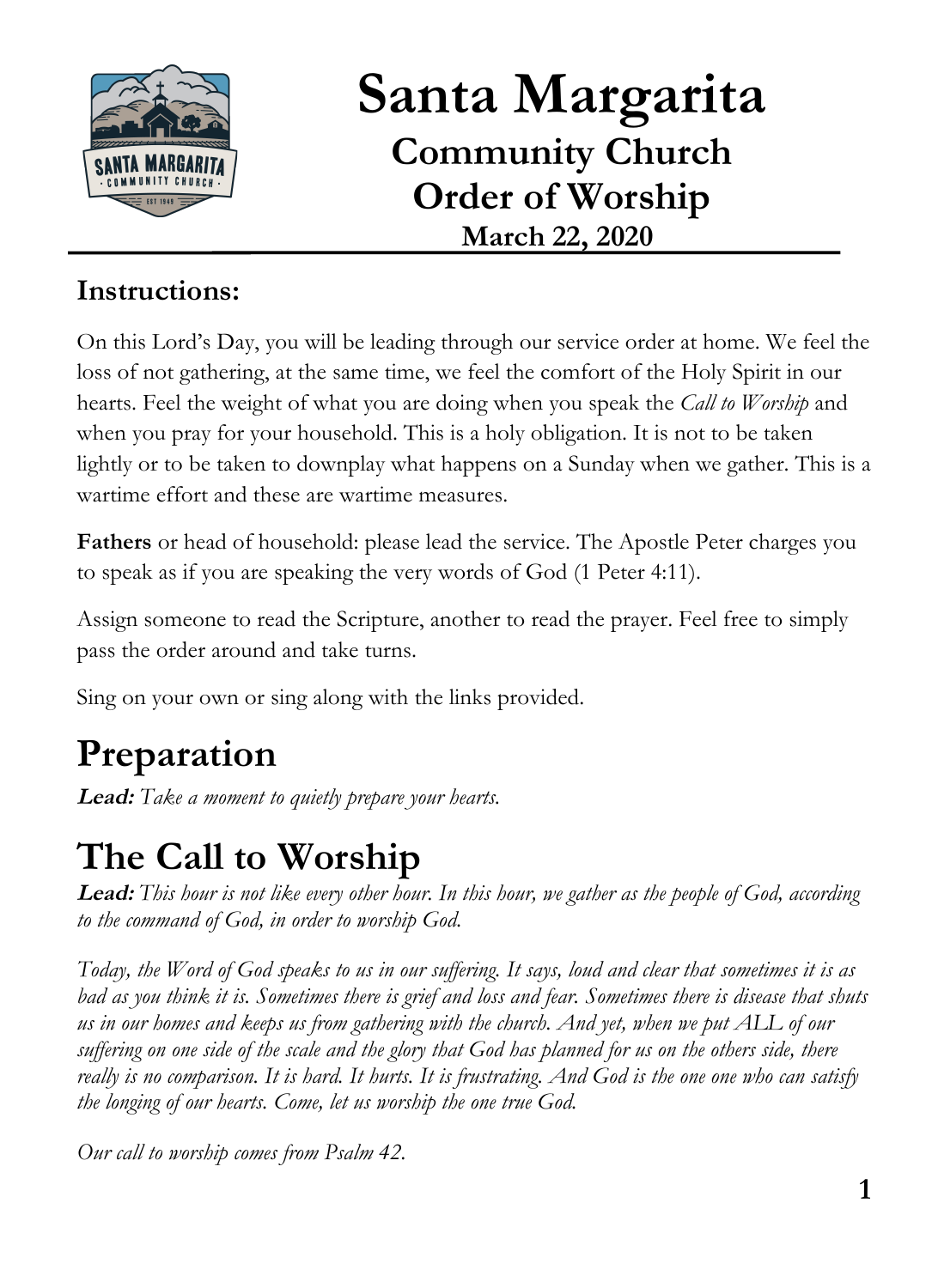# Santa Margarita

## Community Church

## Order of Worship

### March 22, 2020

---

### Instructions:

On this Lord's Day, you will be leading through our service order at home. We feel the loss of not gathering, at the same time, we feel the comfort of the Holy Spirit in our hearts. Feel the weight of what you are doing when you speak the *Call to Worship* and when you pray for your household. This is a holy obligation. It is not to be taken lightly or to be taken to downplay what happens on a Sunday when we gather. This is a wartime effort and these are wartime measures.

**Fathers** or head of household: please lead the service. The Apostle Peter charges you to speak as if you are speaking the very words of God (1 Peter 4:11).

Assign someone to read the Scripture, another to read the prayer. Feel free to simply pass the order around and take turns.

Sing on your own or sing along with the links provided.

# Preparation

***Lead:*** *Take a moment to quietly prepare your hearts.*

# The Call to Worship

***Lead:*** *This hour is not like every other hour. In this hour, we gather as the people of God, according to the command of God, in order to worship God.*

*Today, the Word of God speaks to us in our suffering. It says, loud and clear that sometimes it is as bad as you think it is. Sometimes there is grief and loss and fear. Sometimes there is disease that shuts us in our homes and keeps us from gathering with the church. And yet, when we put ALL of our suffering on one side of the scale and the glory that God has planned for us on the others side, there really is no comparison. It is hard. It hurts. It is frustrating. And God is the one one who can satisfy the longing of our hearts. Come, let us worship the one true God.*

*Our call to worship comes from Psalm 42.*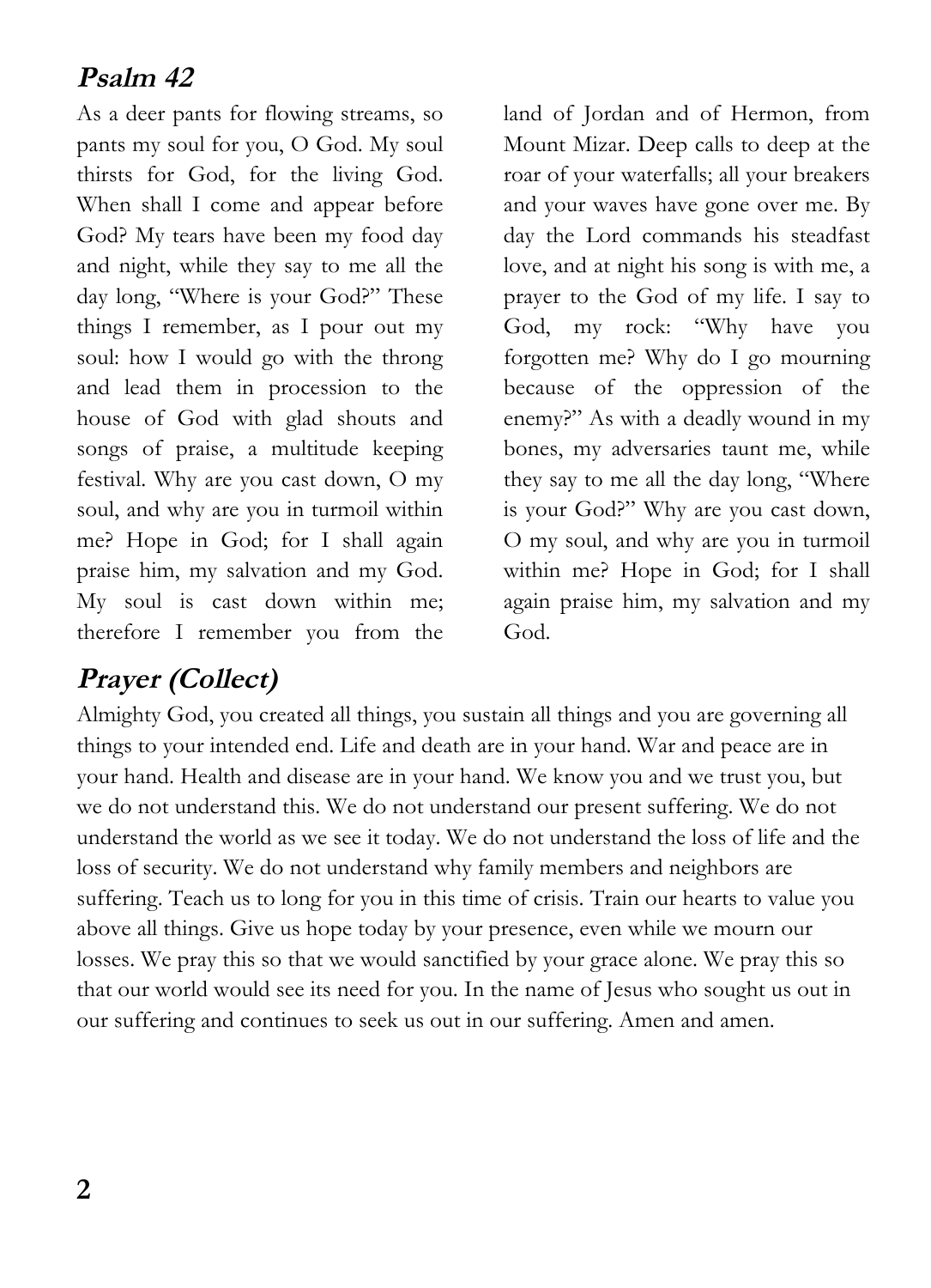## Psalm 42

As a deer pants for flowing streams, so pants my soul for you, O God. My soul thirsts for God, for the living God. When shall I come and appear before God? My tears have been my food day and night, while they say to me all the day long, "Where is your God?" These things I remember, as I pour out my soul: how I would go with the throng and lead them in procession to the house of God with glad shouts and songs of praise, a multitude keeping festival. Why are you cast down, O my soul, and why are you in turmoil within me? Hope in God; for I shall again praise him, my salvation and my God. My soul is cast down within me; therefore I remember you from the land of Jordan and of Hermon, from Mount Mizar. Deep calls to deep at the roar of your waterfalls; all your breakers and your waves have gone over me. By day the Lord commands his steadfast love, and at night his song is with me, a prayer to the God of my life. I say to God, my rock: "Why have you forgotten me? Why do I go mourning because of the oppression of the enemy?" As with a deadly wound in my bones, my adversaries taunt me, while they say to me all the day long, "Where is your God?" Why are you cast down, O my soul, and why are you in turmoil within me? Hope in God; for I shall again praise him, my salvation and my God.

## Prayer (Collect)

Almighty God, you created all things, you sustain all things and you are governing all things to your intended end. Life and death are in your hand. War and peace are in your hand. Health and disease are in your hand. We know you and we trust you, but we do not understand this. We do not understand our present suffering. We do not understand the world as we see it today. We do not understand the loss of life and the loss of security. We do not understand why family members and neighbors are suffering. Teach us to long for you in this time of crisis. Train our hearts to value you above all things. Give us hope today by your presence, even while we mourn our losses. We pray this so that we would sanctified by your grace alone. We pray this so that our world would see its need for you. In the name of Jesus who sought us out in our suffering and continues to seek us out in our suffering. Amen and amen.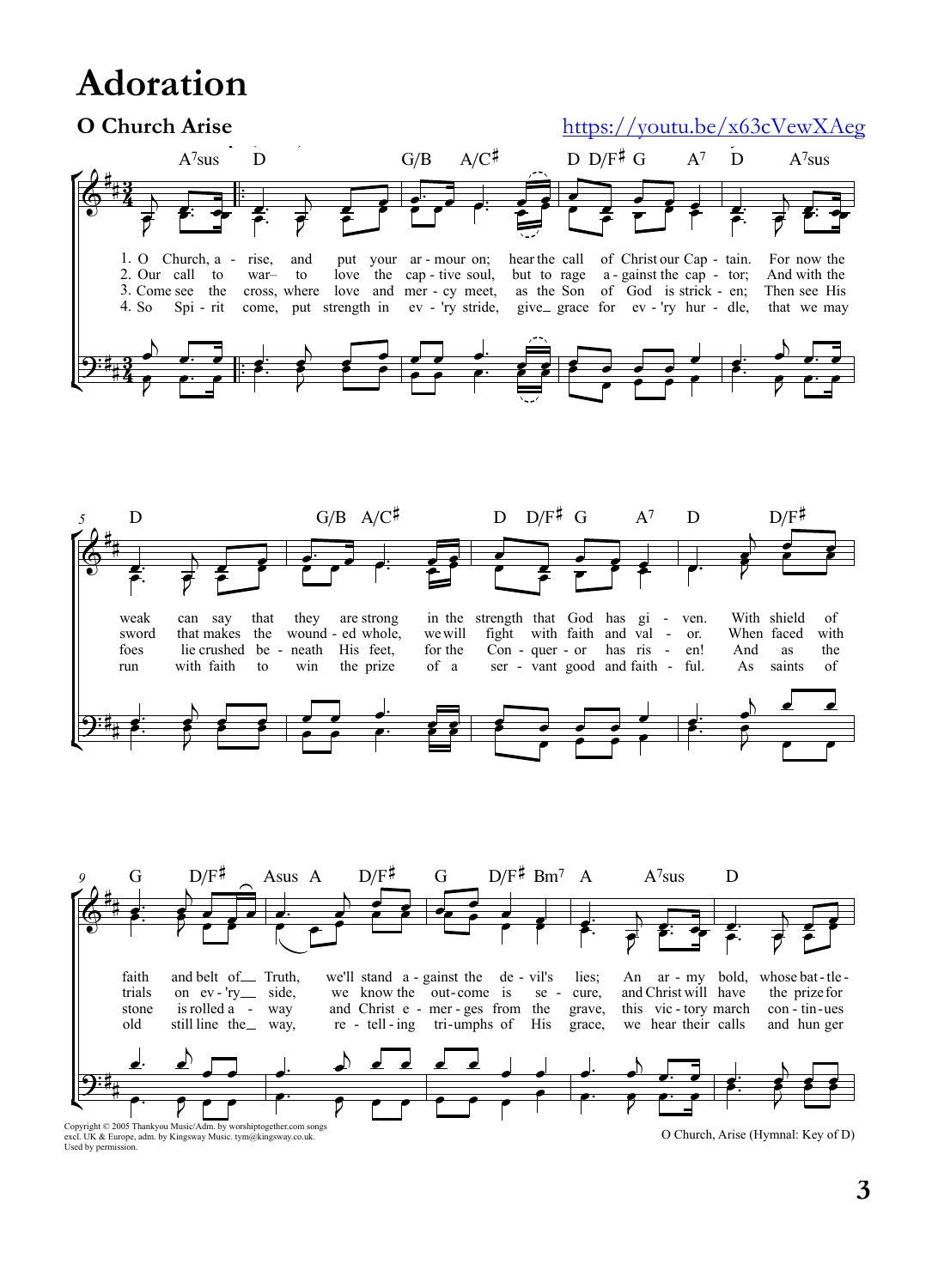# Adoration

## O Church Arise

https://youtu.be/x63cVewXAeg

1. O Church, a - rise, and put your ar - mour on; hear the call of Christ our Cap - tain. For now the weak can say that they are strong in the strength that God has gi - ven. With shield of faith and belt of Truth, we'll stand a - gainst the de - vil's lies; An ar - my bold, whose bat - tle -

2. Our call to war– to love the cap - tive soul, but to rage a - gainst the cap - tor; And with the sword that makes the wound - ed whole, we will fight with faith and val - or. When faced with trials on ev - 'ry side, we know the out - come is se - cure, and Christ will have the prize for

3. Come see the cross, where love and mer - cy meet, as the Son of God is strick - en; Then see His foes lie crushed be - neath His feet, for the Con - quer - or has ris - en! And as the stone is rolled a - way and Christ e - mer - ges from the grave, this vic - tory march con - tin - ues

4. So Spi - rit come, put strength in ev - 'ry stride, give grace for ev - 'ry hur - dle, that we may run with faith to win the prize of a ser - vant good and faith - ful. As saints of old still line the way, re - tell - ing tri - umphs of His grace, we hear their calls and hun ger

Copyright © 2005 Thankyou Music/Adm. by worshiptogether.com songs excl. UK & Europe, adm. by Kingsway Music. tym@kingsway.co.uk. Used by permission.

O Church, Arise (Hymnal: Key of D)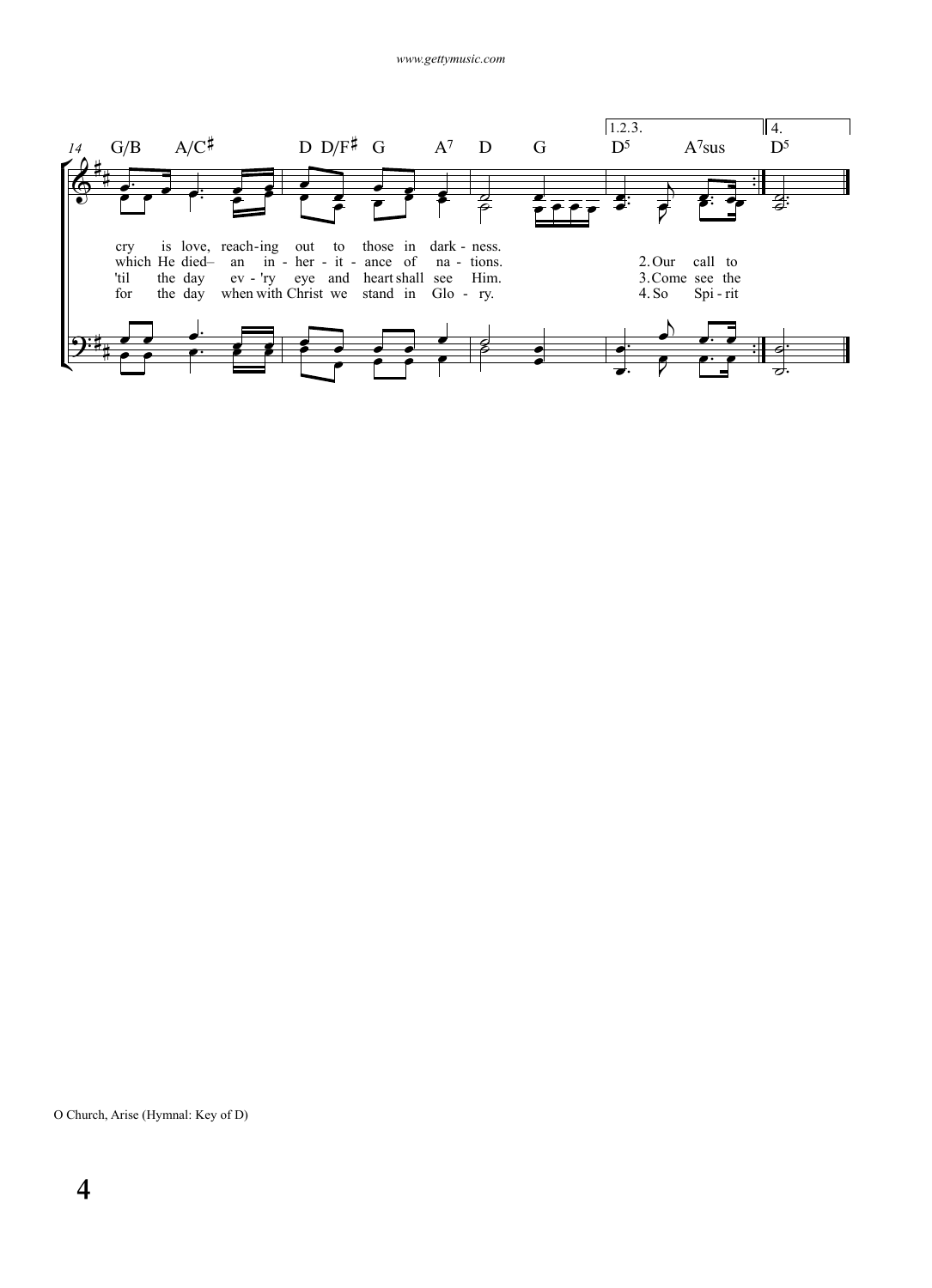14 G/B A/C♯ D D/F♯ G A7 D G | 1.2.3. D5 A7sus | 4. D5

cry is love, reach-ing out to those in dark - ness.
which He died– an in - her - it - ance of na - tions. 2. Our call to
'til the day ev - 'ry eye and heart shall see Him. 3. Come see the
for the day when with Christ we stand in Glo - ry. 4. So Spi - rit

O Church, Arise (Hymnal: Key of D)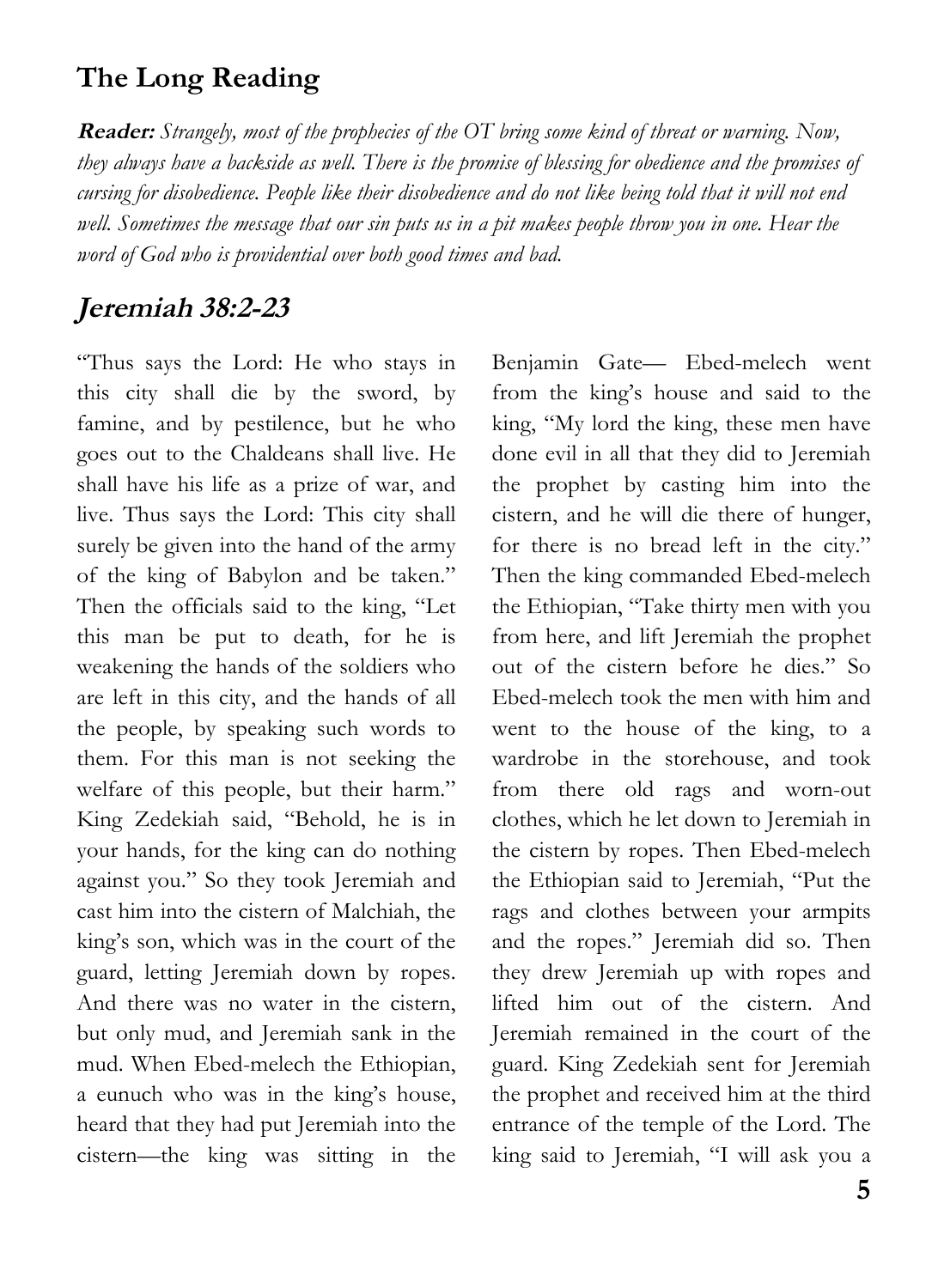## The Long Reading

***Reader:*** *Strangely, most of the prophecies of the OT bring some kind of threat or warning. Now, they always have a backside as well. There is the promise of blessing for obedience and the promises of cursing for disobedience. People like their disobedience and do not like being told that it will not end well. Sometimes the message that our sin puts us in a pit makes people throw you in one. Hear the word of God who is providential over both good times and bad.*

## *Jeremiah 38:2-23*

"Thus says the Lord: He who stays in this city shall die by the sword, by famine, and by pestilence, but he who goes out to the Chaldeans shall live. He shall have his life as a prize of war, and live. Thus says the Lord: This city shall surely be given into the hand of the army of the king of Babylon and be taken." Then the officials said to the king, "Let this man be put to death, for he is weakening the hands of the soldiers who are left in this city, and the hands of all the people, by speaking such words to them. For this man is not seeking the welfare of this people, but their harm." King Zedekiah said, "Behold, he is in your hands, for the king can do nothing against you." So they took Jeremiah and cast him into the cistern of Malchiah, the king's son, which was in the court of the guard, letting Jeremiah down by ropes. And there was no water in the cistern, but only mud, and Jeremiah sank in the mud. When Ebed-melech the Ethiopian, a eunuch who was in the king's house, heard that they had put Jeremiah into the cistern—the king was sitting in the Benjamin Gate— Ebed-melech went from the king's house and said to the king, "My lord the king, these men have done evil in all that they did to Jeremiah the prophet by casting him into the cistern, and he will die there of hunger, for there is no bread left in the city." Then the king commanded Ebed-melech the Ethiopian, "Take thirty men with you from here, and lift Jeremiah the prophet out of the cistern before he dies." So Ebed-melech took the men with him and went to the house of the king, to a wardrobe in the storehouse, and took from there old rags and worn-out clothes, which he let down to Jeremiah in the cistern by ropes. Then Ebed-melech the Ethiopian said to Jeremiah, "Put the rags and clothes between your armpits and the ropes." Jeremiah did so. Then they drew Jeremiah up with ropes and lifted him out of the cistern. And Jeremiah remained in the court of the guard. King Zedekiah sent for Jeremiah the prophet and received him at the third entrance of the temple of the Lord. The king said to Jeremiah, "I will ask you a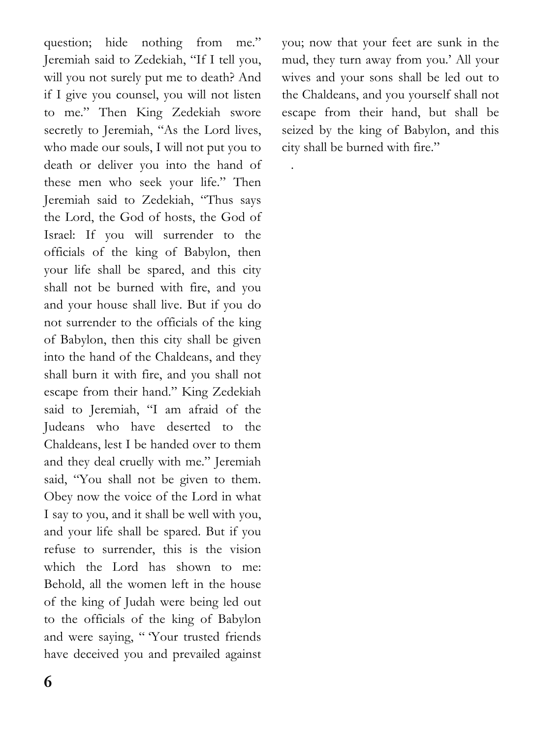question; hide nothing from me." Jeremiah said to Zedekiah, "If I tell you, will you not surely put me to death? And if I give you counsel, you will not listen to me." Then King Zedekiah swore secretly to Jeremiah, "As the Lord lives, who made our souls, I will not put you to death or deliver you into the hand of these men who seek your life." Then Jeremiah said to Zedekiah, "Thus says the Lord, the God of hosts, the God of Israel: If you will surrender to the officials of the king of Babylon, then your life shall be spared, and this city shall not be burned with fire, and you and your house shall live. But if you do not surrender to the officials of the king of Babylon, then this city shall be given into the hand of the Chaldeans, and they shall burn it with fire, and you shall not escape from their hand." King Zedekiah said to Jeremiah, "I am afraid of the Judeans who have deserted to the Chaldeans, lest I be handed over to them and they deal cruelly with me." Jeremiah said, "You shall not be given to them. Obey now the voice of the Lord in what I say to you, and it shall be well with you, and your life shall be spared. But if you refuse to surrender, this is the vision which the Lord has shown to me: Behold, all the women left in the house of the king of Judah were being led out to the officials of the king of Babylon and were saying, " 'Your trusted friends have deceived you and prevailed against you; now that your feet are sunk in the mud, they turn away from you.' All your wives and your sons shall be led out to the Chaldeans, and you yourself shall not escape from their hand, but shall be seized by the king of Babylon, and this city shall be burned with fire."

.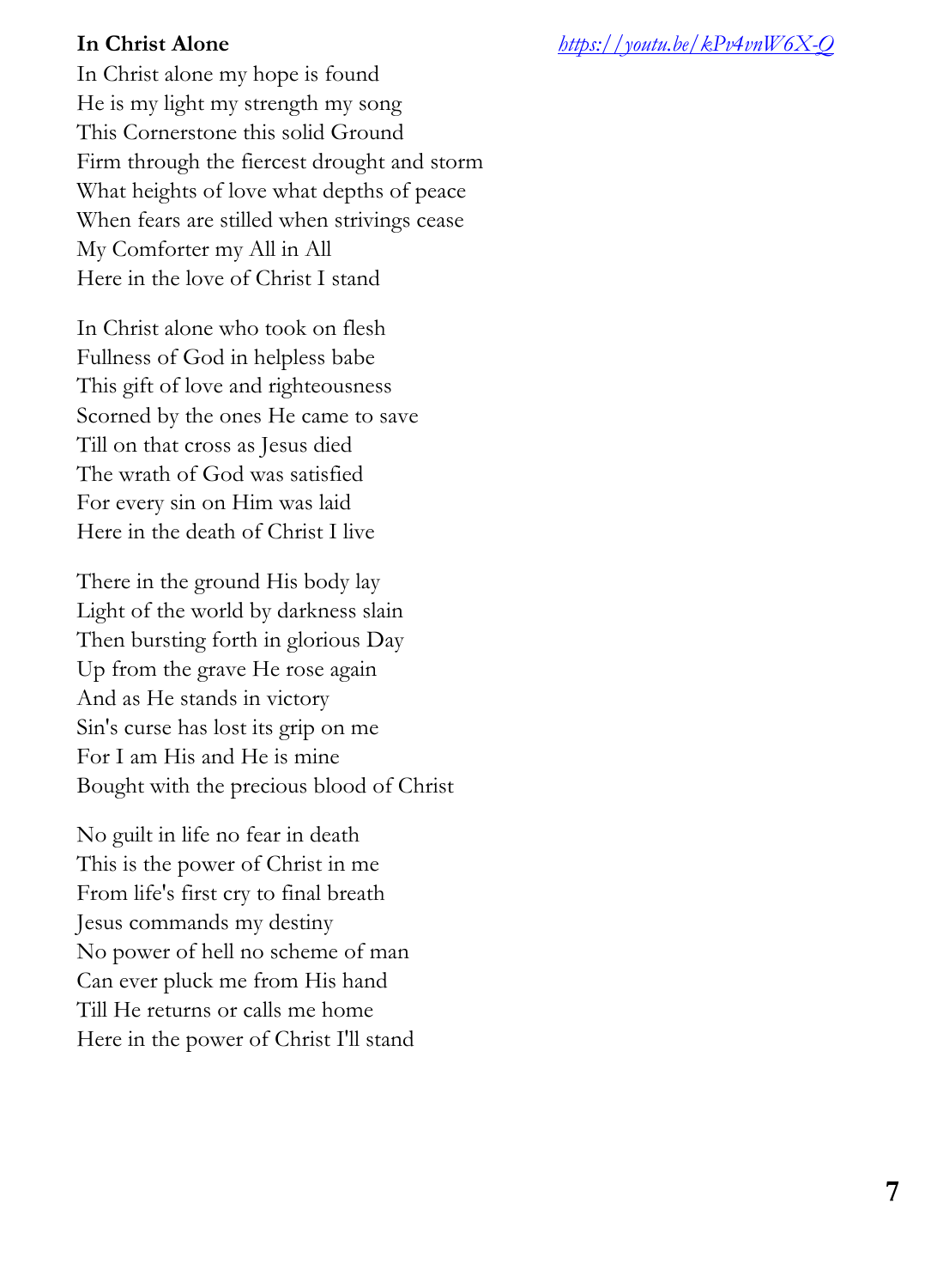**In Christ Alone**

https://youtu.be/kPv4vnW6X-Q

In Christ alone my hope is found
He is my light my strength my song
This Cornerstone this solid Ground
Firm through the fiercest drought and storm
What heights of love what depths of peace
When fears are stilled when strivings cease
My Comforter my All in All
Here in the love of Christ I stand

In Christ alone who took on flesh
Fullness of God in helpless babe
This gift of love and righteousness
Scorned by the ones He came to save
Till on that cross as Jesus died
The wrath of God was satisfied
For every sin on Him was laid
Here in the death of Christ I live

There in the ground His body lay
Light of the world by darkness slain
Then bursting forth in glorious Day
Up from the grave He rose again
And as He stands in victory
Sin's curse has lost its grip on me
For I am His and He is mine
Bought with the precious blood of Christ

No guilt in life no fear in death
This is the power of Christ in me
From life's first cry to final breath
Jesus commands my destiny
No power of hell no scheme of man
Can ever pluck me from His hand
Till He returns or calls me home
Here in the power of Christ I'll stand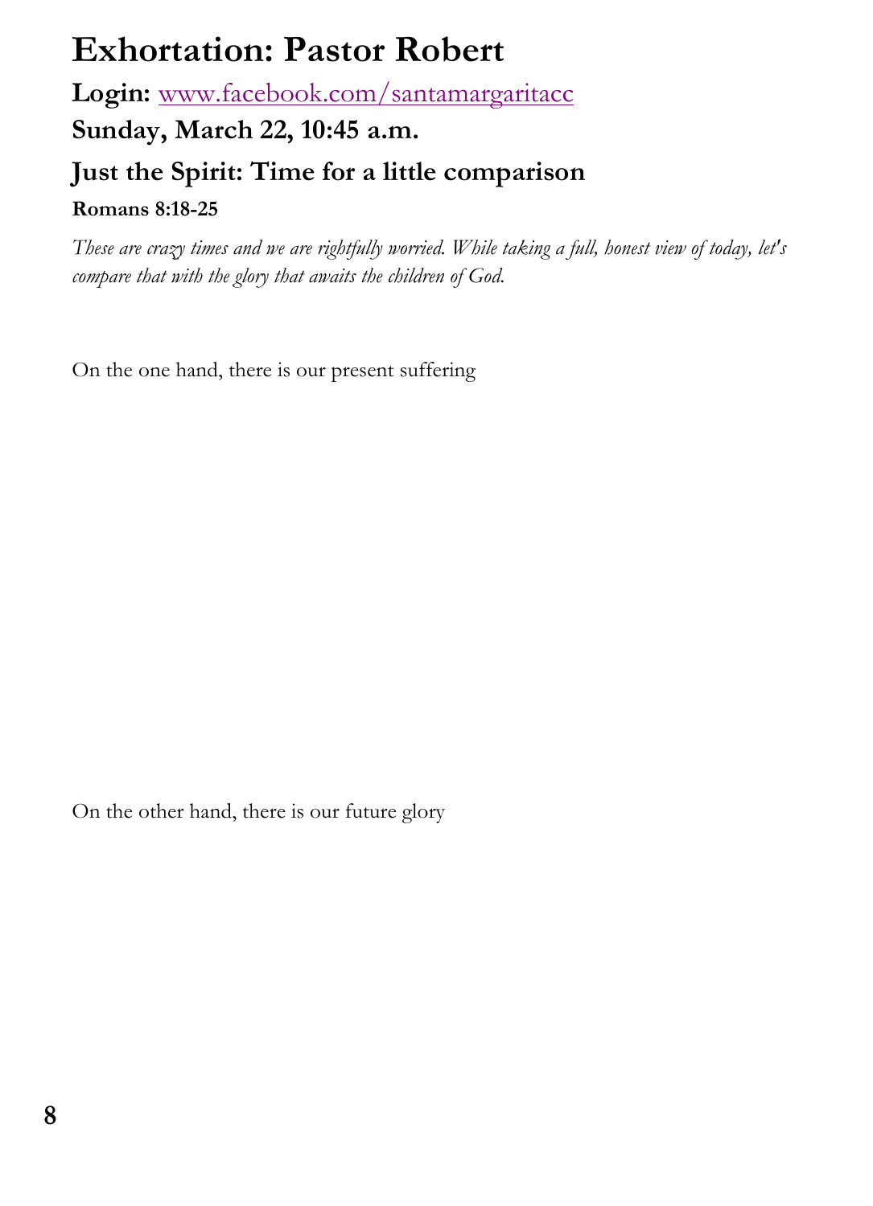# Exhortation: Pastor Robert

**Login:** [www.facebook.com/santamargaritacc](http://www.facebook.com/santamargaritacc)

## Sunday, March 22, 10:45 a.m.

## Just the Spirit: Time for a little comparison

**Romans 8:18-25**

*These are crazy times and we are rightfully worried. While taking a full, honest view of today, let's compare that with the glory that awaits the children of God.*

On the one hand, there is our present suffering

On the other hand, there is our future glory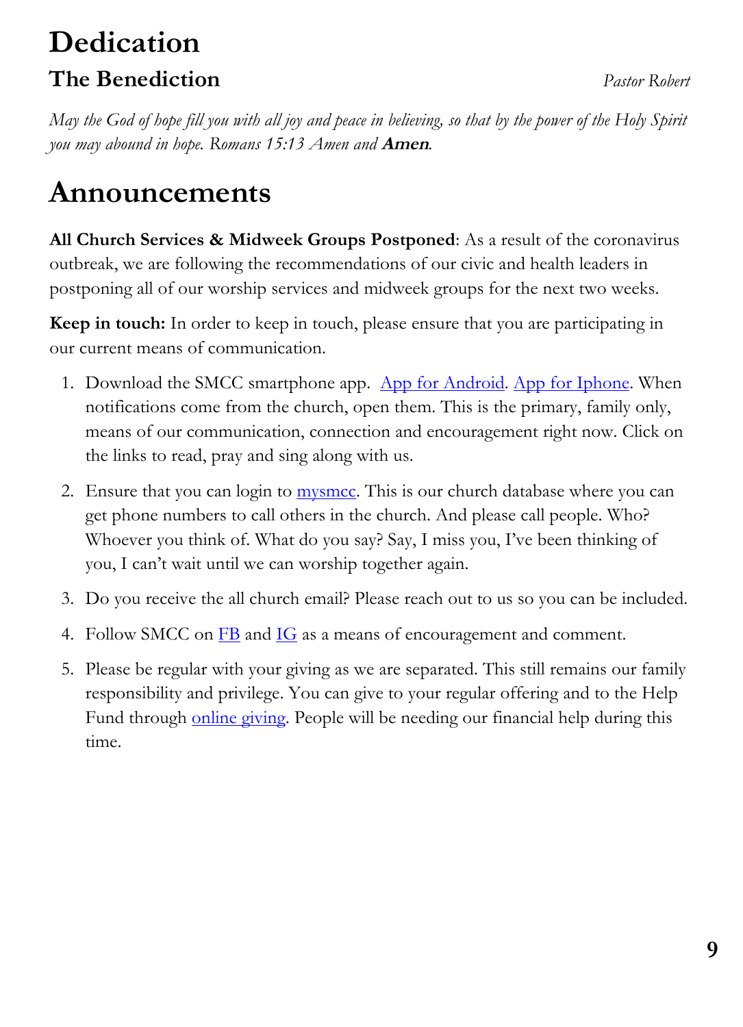# Dedication

## The Benediction

*Pastor Robert*

*May the God of hope fill you with all joy and peace in believing, so that by the power of the Holy Spirit you may abound in hope. Romans 15:13 Amen and* ***Amen****.*

# Announcements

**All Church Services & Midweek Groups Postponed**: As a result of the coronavirus outbreak, we are following the recommendations of our civic and health leaders in postponing all of our worship services and midweek groups for the next two weeks.

**Keep in touch:** In order to keep in touch, please ensure that you are participating in our current means of communication.

1. Download the SMCC smartphone app. App for Android. App for Iphone. When notifications come from the church, open them. This is the primary, family only, means of our communication, connection and encouragement right now. Click on the links to read, pray and sing along with us.
2. Ensure that you can login to mysmcc. This is our church database where you can get phone numbers to call others in the church. And please call people. Who? Whoever you think of. What do you say? Say, I miss you, I've been thinking of you, I can't wait until we can worship together again.
3. Do you receive the all church email? Please reach out to us so you can be included.
4. Follow SMCC on FB and IG as a means of encouragement and comment.
5. Please be regular with your giving as we are separated. This still remains our family responsibility and privilege. You can give to your regular offering and to the Help Fund through online giving. People will be needing our financial help during this time.